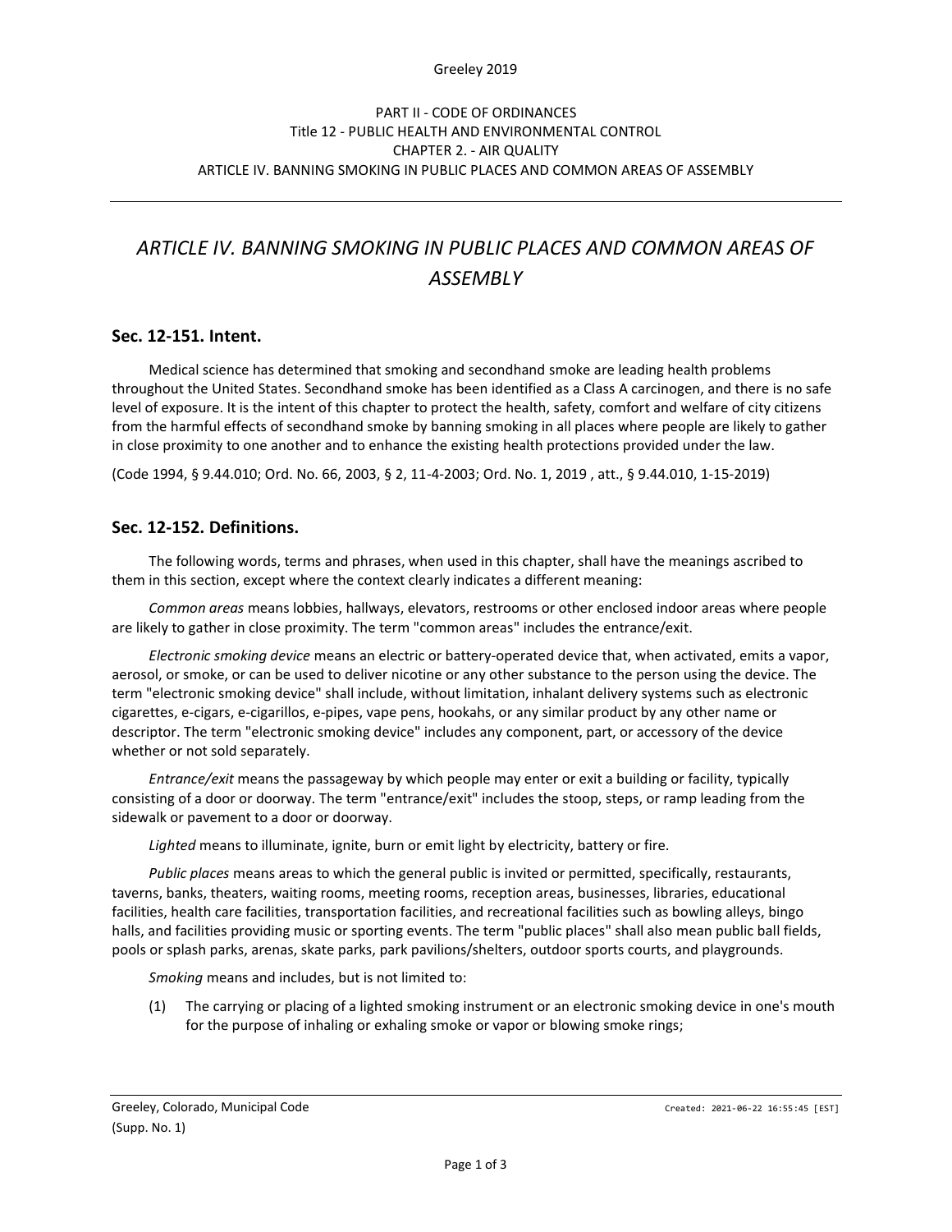PART II - CODE OF ORDINANCES
Title 12 - PUBLIC HEALTH AND ENVIRONMENTAL CONTROL
CHAPTER 2. - AIR QUALITY
ARTICLE IV. BANNING SMOKING IN PUBLIC PLACES AND COMMON AREAS OF ASSEMBLY

# *ARTICLE IV. BANNING SMOKING IN PUBLIC PLACES AND COMMON AREAS OF ASSEMBLY*

## Sec. 12-151. Intent.

Medical science has determined that smoking and secondhand smoke are leading health problems throughout the United States. Secondhand smoke has been identified as a Class A carcinogen, and there is no safe level of exposure. It is the intent of this chapter to protect the health, safety, comfort and welfare of city citizens from the harmful effects of secondhand smoke by banning smoking in all places where people are likely to gather in close proximity to one another and to enhance the existing health protections provided under the law.

(Code 1994, § 9.44.010; Ord. No. 66, 2003, § 2, 11-4-2003; Ord. No. 1, 2019 , att., § 9.44.010, 1-15-2019)

## Sec. 12-152. Definitions.

The following words, terms and phrases, when used in this chapter, shall have the meanings ascribed to them in this section, except where the context clearly indicates a different meaning:

*Common areas* means lobbies, hallways, elevators, restrooms or other enclosed indoor areas where people are likely to gather in close proximity. The term "common areas" includes the entrance/exit.

*Electronic smoking device* means an electric or battery-operated device that, when activated, emits a vapor, aerosol, or smoke, or can be used to deliver nicotine or any other substance to the person using the device. The term "electronic smoking device" shall include, without limitation, inhalant delivery systems such as electronic cigarettes, e-cigars, e-cigarillos, e-pipes, vape pens, hookahs, or any similar product by any other name or descriptor. The term "electronic smoking device" includes any component, part, or accessory of the device whether or not sold separately.

*Entrance/exit* means the passageway by which people may enter or exit a building or facility, typically consisting of a door or doorway. The term "entrance/exit" includes the stoop, steps, or ramp leading from the sidewalk or pavement to a door or doorway.

*Lighted* means to illuminate, ignite, burn or emit light by electricity, battery or fire.

*Public places* means areas to which the general public is invited or permitted, specifically, restaurants, taverns, banks, theaters, waiting rooms, meeting rooms, reception areas, businesses, libraries, educational facilities, health care facilities, transportation facilities, and recreational facilities such as bowling alleys, bingo halls, and facilities providing music or sporting events. The term "public places" shall also mean public ball fields, pools or splash parks, arenas, skate parks, park pavilions/shelters, outdoor sports courts, and playgrounds.

*Smoking* means and includes, but is not limited to:

(1) The carrying or placing of a lighted smoking instrument or an electronic smoking device in one's mouth for the purpose of inhaling or exhaling smoke or vapor or blowing smoke rings;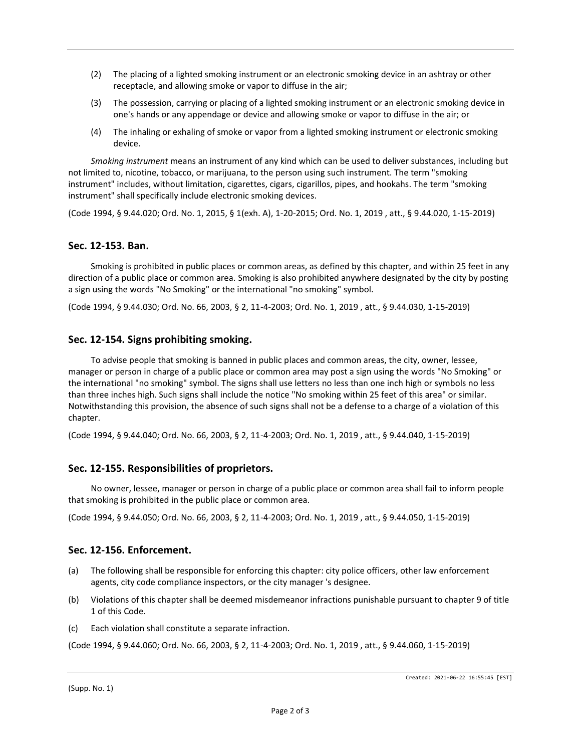(2) The placing of a lighted smoking instrument or an electronic smoking device in an ashtray or other receptacle, and allowing smoke or vapor to diffuse in the air;

(3) The possession, carrying or placing of a lighted smoking instrument or an electronic smoking device in one's hands or any appendage or device and allowing smoke or vapor to diffuse in the air; or

(4) The inhaling or exhaling of smoke or vapor from a lighted smoking instrument or electronic smoking device.

*Smoking instrument* means an instrument of any kind which can be used to deliver substances, including but not limited to, nicotine, tobacco, or marijuana, to the person using such instrument. The term "smoking instrument" includes, without limitation, cigarettes, cigars, cigarillos, pipes, and hookahs. The term "smoking instrument" shall specifically include electronic smoking devices.

(Code 1994, § 9.44.020; Ord. No. 1, 2015, § 1(exh. A), 1-20-2015; Ord. No. 1, 2019 , att., § 9.44.020, 1-15-2019)

## Sec. 12-153. Ban.

Smoking is prohibited in public places or common areas, as defined by this chapter, and within 25 feet in any direction of a public place or common area. Smoking is also prohibited anywhere designated by the city by posting a sign using the words "No Smoking" or the international "no smoking" symbol.

(Code 1994, § 9.44.030; Ord. No. 66, 2003, § 2, 11-4-2003; Ord. No. 1, 2019 , att., § 9.44.030, 1-15-2019)

## Sec. 12-154. Signs prohibiting smoking.

To advise people that smoking is banned in public places and common areas, the city, owner, lessee, manager or person in charge of a public place or common area may post a sign using the words "No Smoking" or the international "no smoking" symbol. The signs shall use letters no less than one inch high or symbols no less than three inches high. Such signs shall include the notice "No smoking within 25 feet of this area" or similar. Notwithstanding this provision, the absence of such signs shall not be a defense to a charge of a violation of this chapter.

(Code 1994, § 9.44.040; Ord. No. 66, 2003, § 2, 11-4-2003; Ord. No. 1, 2019 , att., § 9.44.040, 1-15-2019)

## Sec. 12-155. Responsibilities of proprietors.

No owner, lessee, manager or person in charge of a public place or common area shall fail to inform people that smoking is prohibited in the public place or common area.

(Code 1994, § 9.44.050; Ord. No. 66, 2003, § 2, 11-4-2003; Ord. No. 1, 2019 , att., § 9.44.050, 1-15-2019)

## Sec. 12-156. Enforcement.

(a) The following shall be responsible for enforcing this chapter: city police officers, other law enforcement agents, city code compliance inspectors, or the city manager 's designee.

(b) Violations of this chapter shall be deemed misdemeanor infractions punishable pursuant to chapter 9 of title 1 of this Code.

(c) Each violation shall constitute a separate infraction.

(Code 1994, § 9.44.060; Ord. No. 66, 2003, § 2, 11-4-2003; Ord. No. 1, 2019 , att., § 9.44.060, 1-15-2019)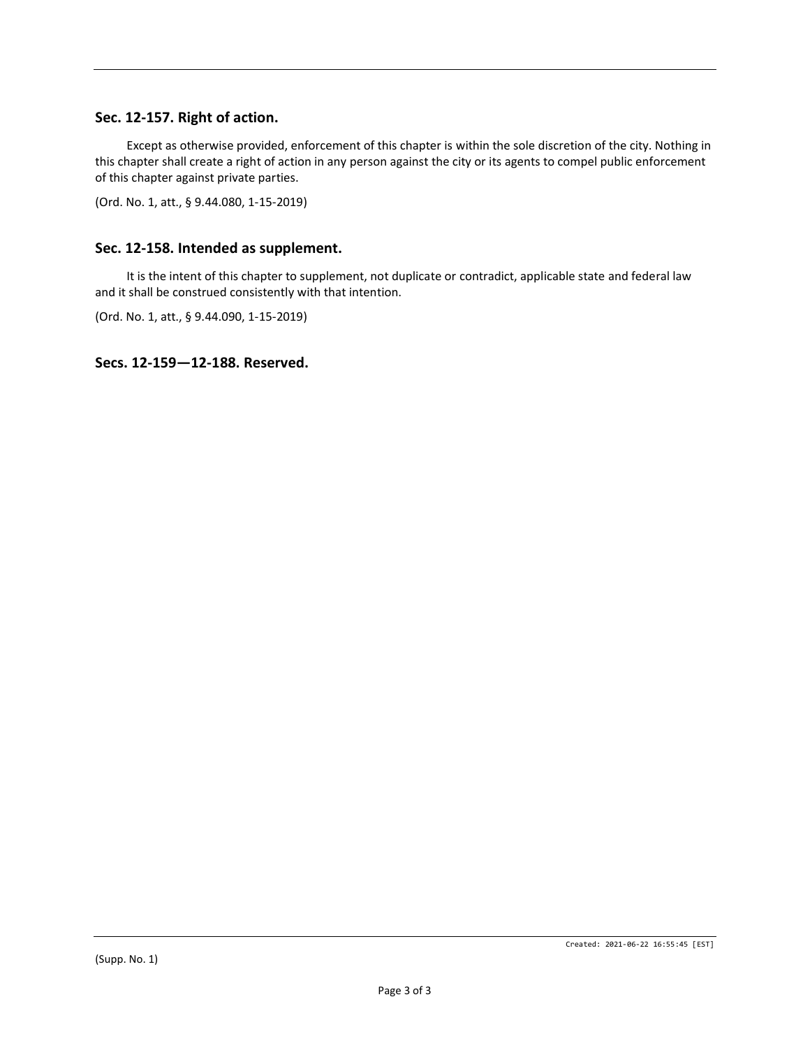## Sec. 12-157. Right of action.

Except as otherwise provided, enforcement of this chapter is within the sole discretion of the city. Nothing in this chapter shall create a right of action in any person against the city or its agents to compel public enforcement of this chapter against private parties.

(Ord. No. 1, att., § 9.44.080, 1-15-2019)

## Sec. 12-158. Intended as supplement.

It is the intent of this chapter to supplement, not duplicate or contradict, applicable state and federal law and it shall be construed consistently with that intention.

(Ord. No. 1, att., § 9.44.090, 1-15-2019)

## Secs. 12-159—12-188. Reserved.